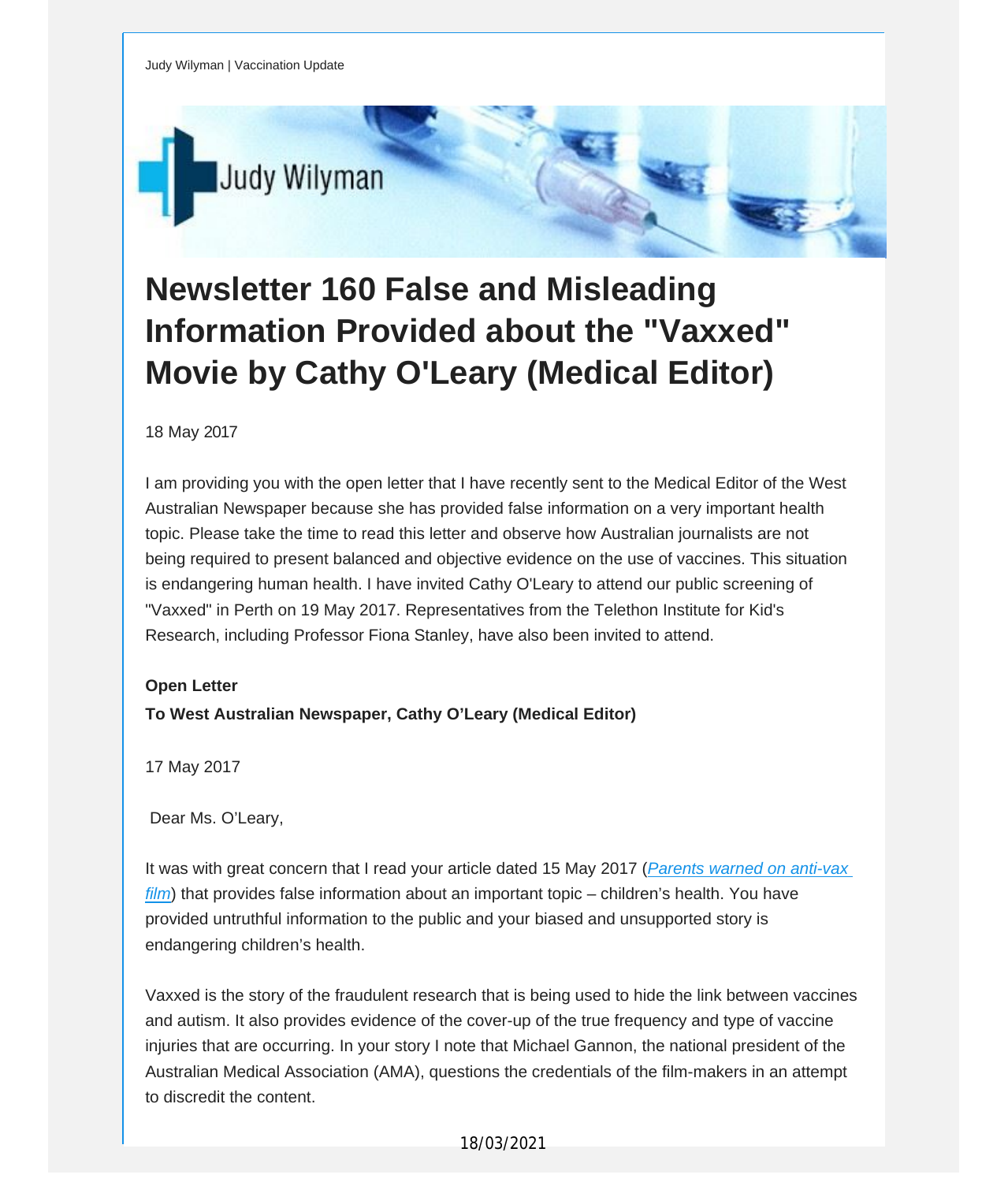Judy Wylyman | Vaccination Update

Judy Wilyman

# Newsletter 160 False and Misleading Information Provided about the "Vaxxed" Movie by Cathy O'Leary (Medical Editor)

18 May 2017

I am providing you with the open letter that I have recently sent to the Medical Editor of the West Australian Newspaper because she has provided false information on a very important health topic. Please take the time to read this letter and observe how Australian journalists are not being required to present balanced and objective evidence on the use of vaccines. This situation is endangering human health. I have invited Cathy O'Leary to attend our public screening of "Vaxxed" in Perth on 19 May 2017. Representatives from the Telethon Institute for Kid's Research, including Professor Fiona Stanley, have also been invited to attend.

**Open Letter**

**To West Australian Newspaper, Cathy O'Leary (Medical Editor)**

17 May 2017

Dear Ms. O'Leary,

It was with great concern that I read your article dated 15 May 2017 ([*Parents warned on anti-vax film*]) that provides false information about an important topic – children's health. You have provided untruthful information to the public and your biased and unsupported story is endangering children's health.

Vaxxed is the story of the fraudulent research that is being used to hide the link between vaccines and autism. It also provides evidence of the cover-up of the true frequency and type of vaccine injuries that are occurring. In your story I note that Michael Gannon, the national president of the Australian Medical Association (AMA), questions the credentials of the film-makers in an attempt to discredit the content.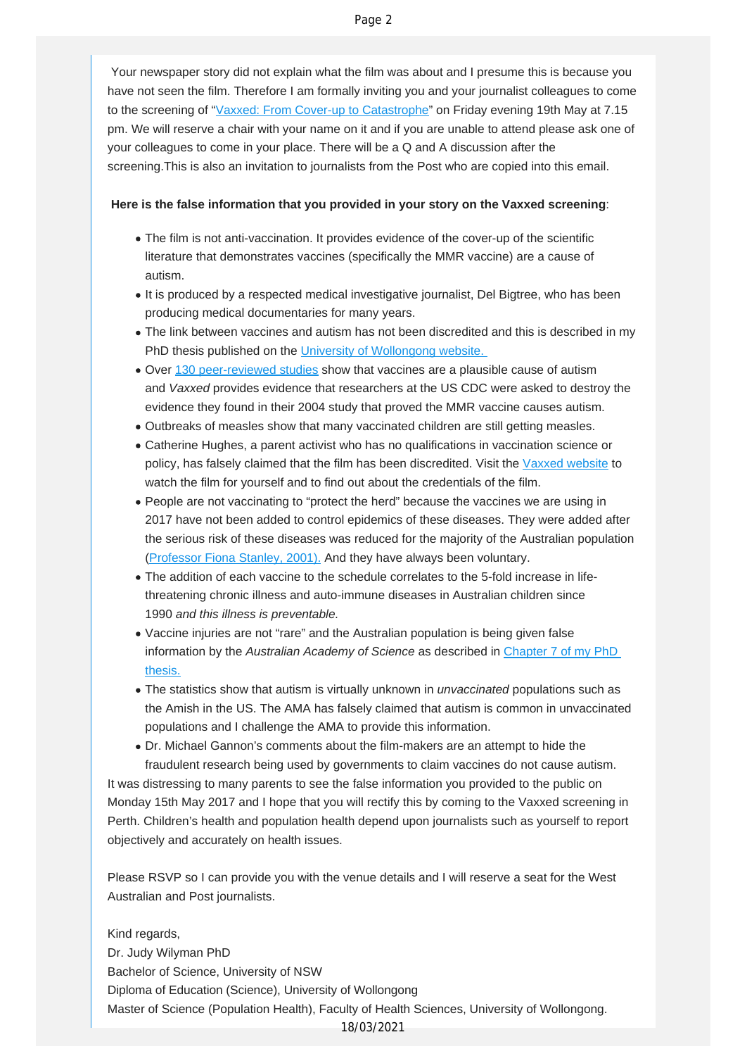Your newspaper story did not explain what the film was about and I presume this is because you have not seen the film. Therefore I am formally inviting you and your journalist colleagues to come to the screening of "Vaxxed: From Cover-up to Catastrophe" on Friday evening 19th May at 7.15 pm. We will reserve a chair with your name on it and if you are unable to attend please ask one of your colleagues to come in your place. There will be a Q and A discussion after the screening.This is also an invitation to journalists from the Post who are copied into this email.

**Here is the false information that you provided in your story on the Vaxxed screening**:

- The film is not anti-vaccination. It provides evidence of the cover-up of the scientific literature that demonstrates vaccines (specifically the MMR vaccine) are a cause of autism.
- It is produced by a respected medical investigative journalist, Del Bigtree, who has been producing medical documentaries for many years.
- The link between vaccines and autism has not been discredited and this is described in my PhD thesis published on the University of Wollongong website.
- Over 130 peer-reviewed studies show that vaccines are a plausible cause of autism and *Vaxxed* provides evidence that researchers at the US CDC were asked to destroy the evidence they found in their 2004 study that proved the MMR vaccine causes autism.
- Outbreaks of measles show that many vaccinated children are still getting measles.
- Catherine Hughes, a parent activist who has no qualifications in vaccination science or policy, has falsely claimed that the film has been discredited. Visit the Vaxxed website to watch the film for yourself and to find out about the credentials of the film.
- People are not vaccinating to "protect the herd" because the vaccines we are using in 2017 have not been added to control epidemics of these diseases. They were added after the serious risk of these diseases was reduced for the majority of the Australian population (Professor Fiona Stanley, 2001). And they have always been voluntary.
- The addition of each vaccine to the schedule correlates to the 5-fold increase in life-threatening chronic illness and auto-immune diseases in Australian children since 1990 *and this illness is preventable.*
- Vaccine injuries are not "rare" and the Australian population is being given false information by the *Australian Academy of Science* as described in Chapter 7 of my PhD thesis.
- The statistics show that autism is virtually unknown in *unvaccinated* populations such as the Amish in the US. The AMA has falsely claimed that autism is common in unvaccinated populations and I challenge the AMA to provide this information.
- Dr. Michael Gannon's comments about the film-makers are an attempt to hide the fraudulent research being used by governments to claim vaccines do not cause autism.

It was distressing to many parents to see the false information you provided to the public on Monday 15th May 2017 and I hope that you will rectify this by coming to the Vaxxed screening in Perth. Children's health and population health depend upon journalists such as yourself to report objectively and accurately on health issues.

Please RSVP so I can provide you with the venue details and I will reserve a seat for the West Australian and Post journalists.

Kind regards,
Dr. Judy Wilyman PhD
Bachelor of Science, University of NSW
Diploma of Education (Science), University of Wollongong
Master of Science (Population Health), Faculty of Health Sciences, University of Wollongong.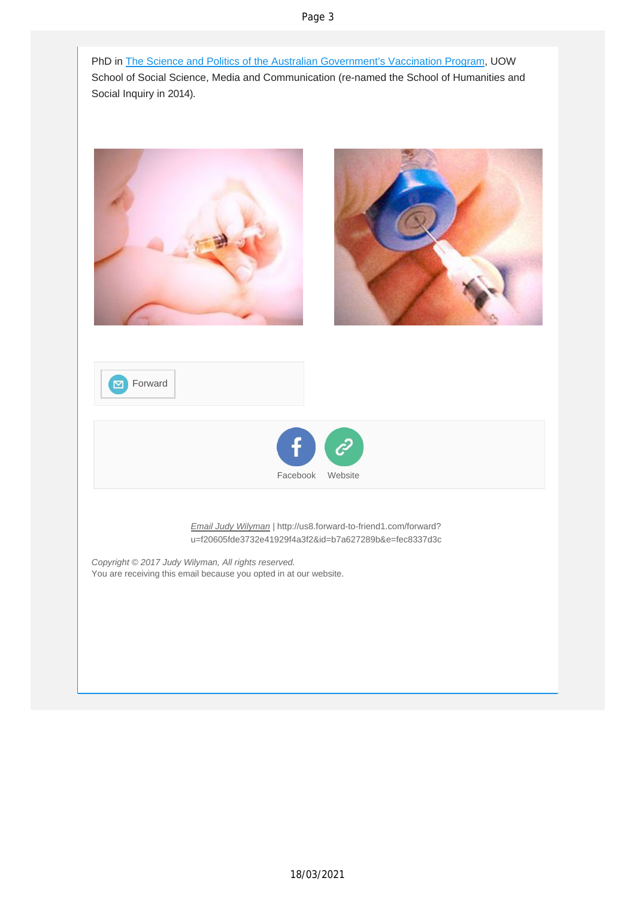PhD in The Science and Politics of the Australian Government's Vaccination Program, UOW School of Social Science, Media and Communication (re-named the School of Humanities and Social Inquiry in 2014).

Forward

Facebook Website

*Email Judy Wilyman* | http://us8.forward-to-friend1.com/forward?u=f20605fde3732e41929f4a3f2&id=b7a627289b&e=fec8337d3c

*Copyright © 2017 Judy Wilyman, All rights reserved.*
You are receiving this email because you opted in at our website.